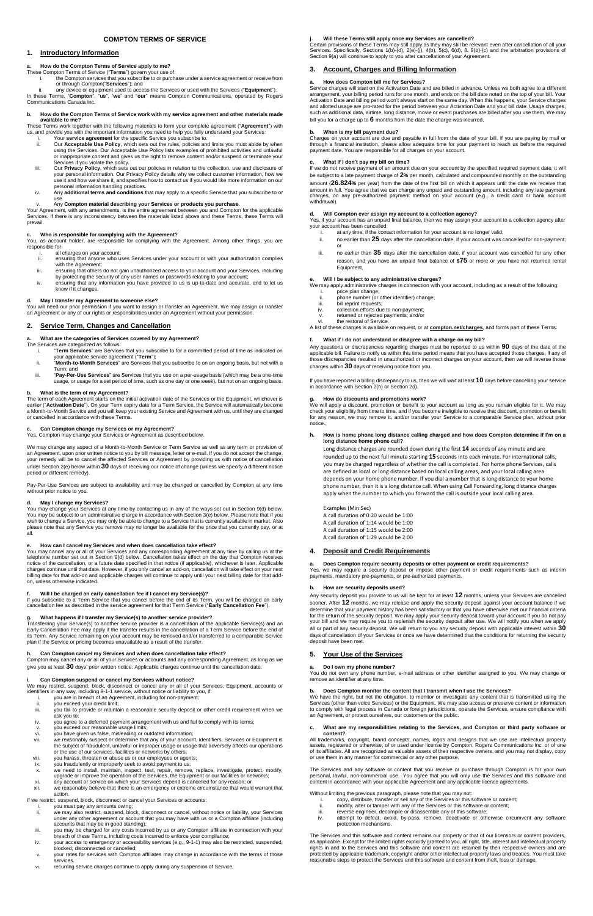# COMPTON TERMS OF SERVICE

## 1. Introductory Information

### a. How do the Compton Terms of Service apply to me?

These Compton Terms of Service ("**Terms**") govern your use of:

i. the Compton services that you subscribe to or purchase under a service agreement and receive from or through Compton("**Services**"); and
ii. any device or equipment used to access the Services or used with the Services ("**Equipment**").

In these Terms, "**Compton**", "**us**", "**we**" and "**our**" means Compton Communications, operated by Rogers Communications Canada Inc.

### b. How do the Compton Terms of Service work with my service agreement and other materials made available to me?

These Terms work together with the following materials to form your complete agreement ("**Agreement**") with us, and provide you with the important information you need to help you fully understand your Services:

i. Your **service agreement** for the specific Service you subscribe to.
ii. Our **Acceptable Use Policy**, which sets out the rules, policies and limits you must abide by when using the Services. Our Acceptable Use Policy lists examples of prohibited activities and unlawful or inappropriate content and gives us the right to remove content and/or suspend or terminate your Services if you violate the policy.
iii. Our **Privacy Policy**, which sets out our policies in relation to the collection, use and disclosure of your personal information. Our Privacy Policy details why we collect customer information, how we use it and how we share it, and specifies how to contact us if you would like more information on our personal information handling practices.
iv. Any **additional terms and conditions** that may apply to a specific Service that you subscribe to or use.
v. Any **Compton material describing your Services or products you purchase**.

Your Agreement, with any amendments, is the entire agreement between you and Compton for the applicable Services. If there is any inconsistency between the materials listed above and these Terms, these Terms will prevail.

### c. Who is responsible for complying with the Agreement?

You, as account holder, are responsible for complying with the Agreement. Among other things, you are responsible for:

i. all charges on your account;
ii. ensuring that anyone who uses Services under your account or with your authorization complies with the Agreement;
iii. ensuring that others do not gain unauthorized access to your account and your Services, including by protecting the security of any user names or passwords relating to your account;
iv. ensuring that any information you have provided to us is up-to-date and accurate, and to let us know if it changes.

### d. May I transfer my Agreement to someone else?

You will need our prior permission if you want to assign or transfer an Agreement. We may assign or transfer an Agreement or any of our rights or responsibilities under an Agreement without your permission.

## 2. Service Term, Changes and Cancellation

### a. What are the categories of Services covered by my Agreement?

The Services are categorized as follows:

i. "**Term Services**" are Services that you subscribe to for a committed period of time as indicated on your applicable service agreement ("**Term**");
ii. "**Month-to-Month Services**" are Services that you subscribe to on an ongoing basis, but not with a Term; and
iii. "**Pay-Per-Use Services**" are Services that you use on a per-usage basis (which may be a one-time usage, or usage for a set period of time, such as one day or one week), but not on an ongoing basis.

### b. What is the term of my Agreement?

The term of each Agreement starts on the initial activation date of the Services or the Equipment, whichever is earlier ("**Activation Date**"). On your Term expiry date for a Term Service, the Service will automatically become a Month-to-Month Service and you will keep your existing Service and Agreement with us, until they are changed or cancelled in accordance with these Terms.

### c. Can Compton change my Services or my Agreement?

Yes, Compton may change your Services or Agreement as described below.

We may change any aspect of a Month-to-Month Service or Term Service as well as any term or provision of an Agreement, upon prior written notice to you by bill message, letter or e-mail. If you do not accept the change, your remedy will be to cancel the affected Services or Agreement by providing us with notice of cancellation under Section 2(e) below within **30** days of receiving our notice of change (unless we specify a different notice period or different remedy).

Pay-Per-Use Services are subject to availability and may be changed or cancelled by Compton at any time without prior notice to you.

### d. May I change my Services?

You may change your Services at any time by contacting us in any of the ways set out in Section 9(d) below. You may be subject to an administrative charge in accordance with Section 3(e) below. Please note that if you wish to change a Service, you may only be able to change to a Service that is currently available in market. Also please note that any Service you remove may no longer be available for the price that you currently pay, or at all.

### e. How can I cancel my Services and when does cancellation take effect?

You may cancel any or all of your Services and any corresponding Agreement at any time by calling us at the telephone number set out in Section 9(d) below. Cancellation takes effect on the day that Compton receives notice of the cancellation, or a future date specified in that notice (if applicable), whichever is later. Applicable charges continue until that date. However, if you only cancel an add-on, cancellation will take effect on your next billing date for that add-on and applicable charges will continue to apply until your next billing date for that add-on, unless otherwise indicated.

### f. Will I be charged an early cancellation fee if I cancel my Service(s)?

If you subscribe to a Term Service that you cancel before the end of its Term, you will be charged an early cancellation fee as described in the service agreement for that Term Service ("**Early Cancellation Fee**").

### g. What happens if I transfer my Service(s) to another service provider?

Transferring your Service(s) to another service provider is a cancellation of the applicable Service(s) and an Early Cancellation Fee may apply if the transfer results in the cancellation of a Term Service before the end of its Term. Any Service remaining on your account may be removed and/or transferred to a comparable Service plan if the Service or pricing becomes unavailable as a result of the transfer.

### h. Can Compton cancel my Services and when does cancellation take effect?

Compton may cancel any or all of your Services or accounts and any corresponding Agreement, as long as we give you at least **30** days' prior written notice. Applicable charges continue until the cancellation date.

### i. Can Compton suspend or cancel my Services without notice?

We may restrict, suspend, block, disconnect or cancel any or all of your Services, Equipment, accounts or identifiers in any way, including 9-1-1 service, without notice or liability to you, if:

i. you are in breach of an Agreement, including for non-payment;
ii. you exceed your credit limit;
iii. you fail to provide or maintain a reasonable security deposit or other credit requirement when we ask you to;
iv. you agree to a deferred payment arrangement with us and fail to comply with its terms;
v. you exceed our reasonable usage limits;
vi. you have given us false, misleading or outdated information;
vii. we reasonably suspect or determine that any of your account, identifiers, Services or Equipment is the subject of fraudulent, unlawful or improper usage or usage that adversely affects our operations or the use of our services, facilities or networks by others;
viii. you harass, threaten or abuse us or our employees or agents;
ix. you fraudulently or improperly seek to avoid payment to us;
x. we need to install, maintain, inspect, test, repair, remove, replace, investigate, protect, modify, upgrade or improve the operation of the Services, the Equipment or our facilities or networks;
xi. any account or service on which your Services depend is cancelled for any reason; or
xii. we reasonably believe that there is an emergency or extreme circumstance that would warrant that action.

If we restrict, suspend, block, disconnect or cancel your Services or accounts:

i. you must pay any amounts owing;
ii. we may also restrict, suspend, block, disconnect or cancel, without notice or liability, your Services under any other agreement or account that you may have with us or a Compton affiliate (including accounts that may be in good standing);
iii. you may be charged for any costs incurred by us or any Compton affiliate in connection with your breach of these Terms, including costs incurred to enforce your compliance;
iv. your access to emergency or accessibility services (e.g., 9-1-1) may also be restricted, suspended, blocked, disconnected or cancelled;
v. your rates for services with Compton affiliates may change in accordance with the terms of those services.
vi. recurring service charges continue to apply during any suspension of Service.

### j. Will these Terms still apply once my Services are cancelled?

Certain provisions of these Terms may still apply as they may still be relevant even after cancellation of all your Services. Specifically, Sections 1(b)-(d), 2(e)-(j), 4(b), 5(c), 6(d), 8, 9(b)-(c) and the arbitration provisions of Section 9(a) will continue to apply to you after cancellation of your Agreement.

## 3. Account, Charges and Billing Information

### a. How does Compton bill me for Services?

Service charges will start on the Activation Date and are billed in advance. Unless we both agree to a different arrangement, your billing period runs for one month, and ends on the bill date noted on the top of your bill. Your Activation Date and billing period won't always start on the same day. When this happens, your Service charges and allotted usage are pro-rated for the period between your Activation Date and your bill date. Usage charges, such as additional data, airtime, long distance, movie or event purchases are billed after you use them. We may bill you for a charge up to **6** months from the date the charge was incurred.

### b. When is my bill payment due?

Charges on your account are due and payable in full from the date of your bill. If you are paying by mail or through a financial institution, please allow adequate time for your payment to reach us before the required payment date. You are responsible for all charges on your account.

### c. What if I don't pay my bill on time?

If we do not receive payment of an amount due on your account by the specified required payment date, it will be subject to a late payment charge of **2%** per month, calculated and compounded monthly on the outstanding amount (**26.824%** per year) from the date of the first bill on which it appears until the date we receive that amount in full. You agree that we can charge any unpaid and outstanding amount, including any late payment charges, on any pre-authorized payment method on your account (e.g., a credit card or bank account withdrawal).

### d. Will Compton ever assign my account to a collection agency?

Yes, if your account has an unpaid final balance, then we may assign your account to a collection agency after your account has been cancelled:

i. at any time, if the contact information for your account is no longer valid;
ii. no earlier than **25** days after the cancellation date, if your account was cancelled for non-payment; or
iii. no earlier than **35** days after the cancellation date, if your account was cancelled for any other reason, and you have an unpaid final balance of **$75** or more or you have not returned rental Equipment.

### e. Will I be subject to any administrative charges?

We may apply administrative charges in connection with your account, including as a result of the following:

i. price plan change;
ii. phone number (or other identifier) change;
iii. bill reprint requests;
iv. collection efforts due to non-payment;
v. returned or rejected payments; and/or
vi. the restoral of Service.

A list of these charges is available on request, or at **compton.net/charges**, and forms part of these Terms.

### f. What if I do not understand or disagree with a charge on my bill?

Any questions or discrepancies regarding charges must be reported to us within **90** days of the date of the applicable bill. Failure to notify us within this time period means that you have accepted those charges. If any of those discrepancies resulted in unauthorized or incorrect charges on your account, then we will reverse those charges within **30** days of receiving notice from you.

If you have reported a billing discrepancy to us, then we will wait at least **10** days before cancelling your service in accordance with Section 2(h) or Section 2(i).

### g. How do discounts and promotions work?

We will apply a discount, promotion or benefit to your account as long as you remain eligible for it. We may check your eligibility from time to time, and if you become ineligible to receive that discount, promotion or benefit for any reason, we may remove it, and/or transfer your Service to a comparable Service plan, without prior notice.,

### h. How is home phone long distance calling charged and how does Compton determine if I'm on a long distance home phone call?

Long distance charges are rounded down during the first **14** seconds of any minute and are rounded up to the next full minute starting **15** seconds into each minute. For international calls, you may be charged regardless of whether the call is completed. For home phone Services, calls are defined as local or long distance based on local calling areas, and your local calling area depends on your home phone number. If you dial a number that is long distance to your home phone number, then it is a long distance call. When using Call Forwarding, long distance charges apply when the number to which you forward the call is outside your local calling area.

Examples (Min:Sec)
A call duration of 0:20 would be 1:00
A call duration of 1:14 would be 1:00
A call duration of 1:15 would be 2:00
A call duration of 1:29 would be 2:00

## 4. Deposit and Credit Requirements

### a. Does Compton require security deposits or other payment or credit requirements?

Yes, we may require a security deposit or impose other payment or credit requirements such as interim payments, mandatory pre-payments, or pre-authorized payments.

### b. How are security deposits used?

Any security deposit you provide to us will be kept for at least **12** months, unless your Services are cancelled sooner. After **12** months, we may release and apply the security deposit against your account balance if we determine that your payment history has been satisfactory or that you have otherwise met our financial criteria for the return of the security deposit. We may apply your security deposit toward your account if you do not pay your bill and we may require you to replenish the security deposit after use. We will notify you when we apply all or part of any security deposit. We will return to you any security deposit with applicable interest within **30** days of cancellation of your Services or once we have determined that the conditions for returning the security deposit have been met.

## 5. Your Use of the Services

### a. Do I own my phone number?

You do not own any phone number, e-mail address or other identifier assigned to you. We may change or remove an identifier at any time.

### b. Does Compton monitor the content that I transmit when I use the Services?

We have the right, but not the obligation, to monitor or investigate any content that is transmitted using the Services (other than voice Services) or the Equipment. We may also access or preserve content or information to comply with legal process in Canada or foreign jurisdictions, operate the Services, ensure compliance with an Agreement, or protect ourselves, our customers or the public.

### c. What are my responsibilities relating to the Services, and Compton or third party software or content?

All trademarks, copyright, brand concepts, names, logos and designs that we use are intellectual property assets, registered or otherwise, of or used under license by Compton, Rogers Communications Inc. or one of its affiliates. All are recognized as valuable assets of their respective owners, and you may not display, copy or use them in any manner for commercial or any other purpose.

The Services and any software or content that you receive or purchase through Compton is for your own personal, lawful, non-commercial use. You agree that you will only use the Services and this software and content in accordance with your applicable Agreement and any applicable licence agreements.

Without limiting the previous paragraph, please note that you may not:

i. copy, distribute, transfer or sell any of the Services or this software or content;
ii. modify, alter or tamper with any of the Services or this software or content;
iii. reverse engineer, decompile or disassemble any of this software;
iv. attempt to defeat, avoid, by-pass, remove, deactivate or otherwise circumvent any software protection mechanisms.

The Services and this software and content remains our property or that of our licensors or content providers, as applicable. Except for the limited rights explicitly granted to you, all right, title, interest and intellectual property rights in and to the Services and this software and content are retained by their respective owners and are protected by applicable trademark, copyright and/or other intellectual property laws and treaties. You must take reasonable steps to protect the Services and this software and content from theft, loss or damage.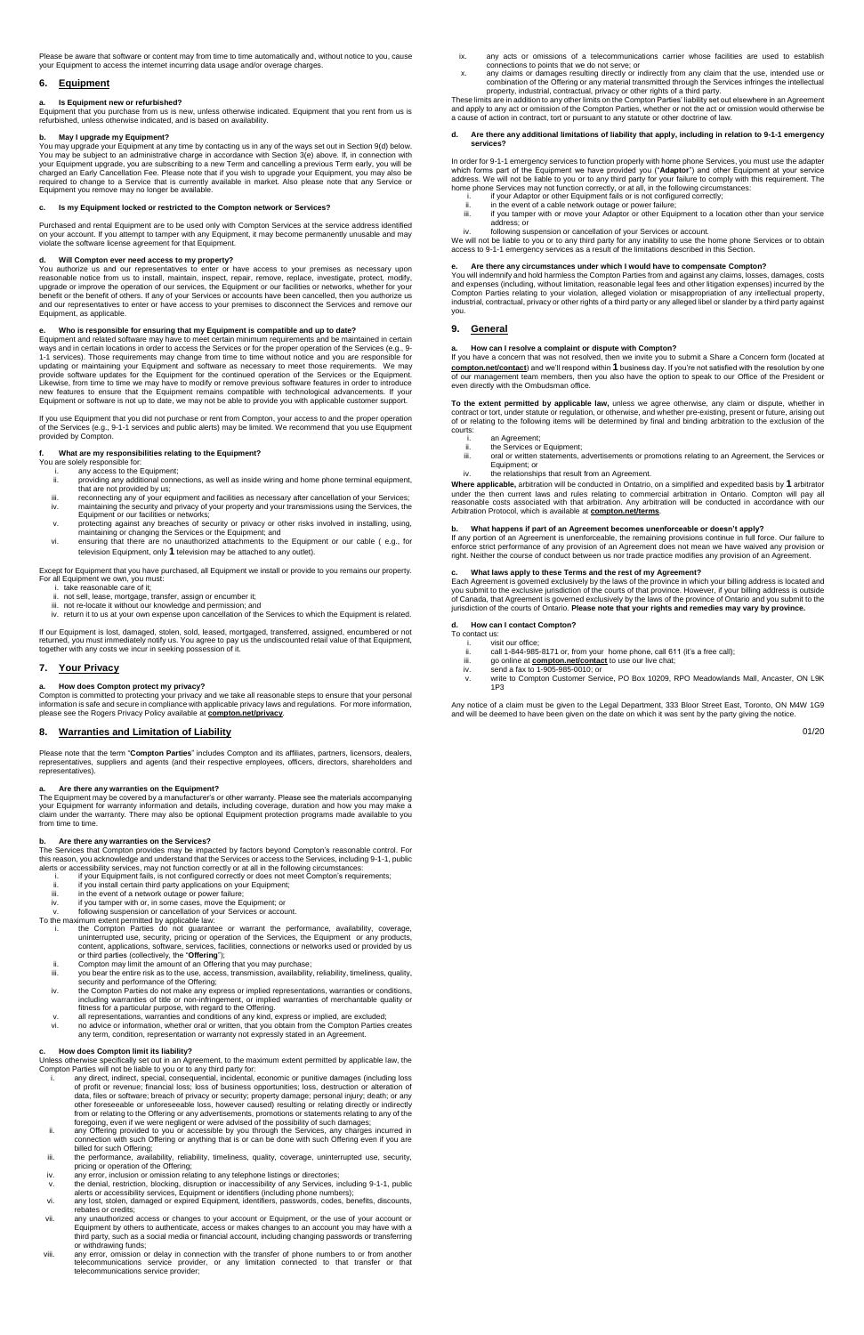Please be aware that software or content may from time to time automatically and, without notice to you, cause your Equipment to access the internet incurring data usage and/or overage charges.

## 6. Equipment

### a. Is Equipment new or refurbished?

Equipment that you purchase from us is new, unless otherwise indicated. Equipment that you rent from us is refurbished, unless otherwise indicated, and is based on availability.

### b. May I upgrade my Equipment?

You may upgrade your Equipment at any time by contacting us in any of the ways set out in Section 9(d) below. You may be subject to an administrative charge in accordance with Section 3(e) above. If, in connection with your Equipment upgrade, you are subscribing to a new Term and cancelling a previous Term early, you will be charged an Early Cancellation Fee. Please note that if you wish to upgrade your Equipment, you may also be required to change to a Service that is currently available in market. Also please note that any Service or Equipment you remove may no longer be available.

### c. Is my Equipment locked or restricted to the Compton network or Services?

Purchased and rental Equipment are to be used only with Compton Services at the service address identified on your account. If you attempt to tamper with any Equipment, it may become permanently unusable and may violate the software license agreement for that Equipment.

### d. Will Compton ever need access to my property?

You authorize us and our representatives to enter or have access to your premises as necessary upon reasonable notice from us to install, maintain, inspect, repair, remove, replace, investigate, protect, modify, upgrade or improve the operation of our services, the Equipment or our facilities or networks, whether for your benefit or the benefit of others. If any of your Services or accounts have been cancelled, then you authorize us and our representatives to enter or have access to your premises to disconnect the Services and remove our Equipment, as applicable.

### e. Who is responsible for ensuring that my Equipment is compatible and up to date?

Equipment and related software may have to meet certain minimum requirements and be maintained in certain ways and in certain locations in order to access the Services or for the proper operation of the Services (e.g., 9-1-1 services). Those requirements may change from time to time without notice and you are responsible for updating or maintaining your Equipment and software as necessary to meet those requirements. We may provide software updates for the Equipment for the continued operation of the Services or the Equipment. Likewise, from time to time we may have to modify or remove previous software features in order to introduce new features to ensure that the Equipment remains compatible with technological advancements. If your Equipment or software is not up to date, we may not be able to provide you with applicable customer support.

If you use Equipment that you did not purchase or rent from Compton, your access to and the proper operation of the Services (e.g., 9-1-1 services and public alerts) may be limited. We recommend that you use Equipment provided by Compton.

### f. What are my responsibilities relating to the Equipment?

You are solely responsible for:

i. any access to the Equipment;
ii. providing any additional connections, as well as inside wiring and home phone terminal equipment, that are not provided by us;
iii. reconnecting any of your equipment and facilities as necessary after cancellation of your Services;
iv. maintaining the security and privacy of your property and your transmissions using the Services, the Equipment or our facilities or networks;
v. protecting against any breaches of security or privacy or other risks involved in installing, using, maintaining or changing the Services or the Equipment; and
vi. ensuring that there are no unauthorized attachments to the Equipment or our cable ( e.g., for television Equipment, only **1** television may be attached to any outlet).

Except for Equipment that you have purchased, all Equipment we install or provide to you remains our property. For all Equipment we own, you must:

i. take reasonable care of it;
ii. not sell, lease, mortgage, transfer, assign or encumber it;
iii. not re-locate it without our knowledge and permission; and
iv. return it to us at your own expense upon cancellation of the Services to which the Equipment is related.

If our Equipment is lost, damaged, stolen, sold, leased, mortgaged, transferred, assigned, encumbered or not returned, you must immediately notify us. You agree to pay us the undiscounted retail value of that Equipment, together with any costs we incur in seeking possession of it.

## 7. Your Privacy

### a. How does Compton protect my privacy?

Compton is committed to protecting your privacy and we take all reasonable steps to ensure that your personal information is safe and secure in compliance with applicable privacy laws and regulations. For more information, please see the Rogers Privacy Policy available at **compton.net/privacy**.

## 8. Warranties and Limitation of Liability

Please note that the term "**Compton Parties**" includes Compton and its affiliates, partners, licensors, dealers, representatives, suppliers and agents (and their respective employees, officers, directors, shareholders and representatives).

### a. Are there any warranties on the Equipment?

The Equipment may be covered by a manufacturer's or other warranty. Please see the materials accompanying your Equipment for warranty information and details, including coverage, duration and how you may make a claim under the warranty. There may also be optional Equipment protection programs made available to you from time to time.

### b. Are there any warranties on the Services?

The Services that Compton provides may be impacted by factors beyond Compton's reasonable control. For this reason, you acknowledge and understand that the Services or access to the Services, including 9-1-1, public alerts or accessibility services, may not function correctly or at all in the following circumstances:

i. if your Equipment fails, is not configured correctly or does not meet Compton's requirements;
ii. if you install certain third party applications on your Equipment;
iii. in the event of a network outage or power failure;
iv. if you tamper with or, in some cases, move the Equipment; or
v. following suspension or cancellation of your Services or account.

To the maximum extent permitted by applicable law:

i. the Compton Parties do not guarantee or warrant the performance, availability, coverage, uninterrupted use, security, pricing or operation of the Services, the Equipment or any products, content, applications, software, services, facilities, connections or networks used or provided by us or third parties (collectively, the "**Offering**");
ii. Compton may limit the amount of an Offering that you may purchase;
iii. you bear the entire risk as to the use, access, transmission, availability, reliability, timeliness, quality, security and performance of the Offering;
iv. the Compton Parties do not make any express or implied representations, warranties or conditions, including warranties of title or non-infringement, or implied warranties of merchantable quality or fitness for a particular purpose, with regard to the Offering.
v. all representations, warranties and conditions of any kind, express or implied, are excluded;
vi. no advice or information, whether oral or written, that you obtain from the Compton Parties creates any term, condition, representation or warranty not expressly stated in an Agreement.

### c. How does Compton limit its liability?

Unless otherwise specifically set out in an Agreement, to the maximum extent permitted by applicable law, the Compton Parties will not be liable to you or to any third party for:

i. any direct, indirect, special, consequential, incidental, economic or punitive damages (including loss of profit or revenue; financial loss; loss of business opportunities; loss, destruction or alteration of data, files or software; breach of privacy or security; property damage; personal injury; death; or any other foreseeable or unforeseeable loss, however caused) resulting or relating directly or indirectly from or relating to the Offering or any advertisements, promotions or statements relating to any of the foregoing, even if we were negligent or were advised of the possibility of such damages;
ii. any Offering provided to you or accessible by you through the Services, any charges incurred in connection with such Offering or anything that is or can be done with such Offering even if you are billed for such Offering;
iii. the performance, availability, reliability, timeliness, quality, coverage, uninterrupted use, security, pricing or operation of the Offering;
iv. any error, inclusion or omission relating to any telephone listings or directories;
v. the denial, restriction, blocking, disruption or inaccessibility of any Services, including 9-1-1, public alerts or accessibility services, Equipment or identifiers (including phone numbers);
vi. any lost, stolen, damaged or expired Equipment, identifiers, passwords, codes, benefits, discounts, rebates or credits;
vii. any unauthorized access or changes to your account or Equipment, or the use of your account or Equipment by others to authenticate, access or makes changes to an account you may have with a third party, such as a social media or financial account, including changing passwords or transferring or withdrawing funds;
viii. any error, omission or delay in connection with the transfer of phone numbers to or from another telecommunications service provider, or any limitation connected to that transfer or that telecommunications service provider;
ix. any acts or omissions of a telecommunications carrier whose facilities are used to establish connections to points that we do not serve; or
x. any claims or damages resulting directly or indirectly from any claim that the use, intended use or combination of the Offering or any material transmitted through the Services infringes the intellectual property, industrial, contractual, privacy or other rights of a third party.

These limits are in addition to any other limits on the Compton Parties' liability set out elsewhere in an Agreement and apply to any act or omission of the Compton Parties, whether or not the act or omission would otherwise be a cause of action in contract, tort or pursuant to any statute or other doctrine of law.

### d. Are there any additional limitations of liability that apply, including in relation to 9-1-1 emergency services?

In order for 9-1-1 emergency services to function properly with home phone Services, you must use the adapter which forms part of the Equipment we have provided you ("**Adaptor**") and other Equipment at your service address. We will not be liable to you or to any third party for your failure to comply with this requirement. The home phone Services may not function correctly, or at all, in the following circumstances:

i. if your Adaptor or other Equipment fails or is not configured correctly;
ii. in the event of a cable network outage or power failure;
iii. if you tamper with or move your Adaptor or other Equipment to a location other than your service address; or
iv. following suspension or cancellation of your Services or account.

We will not be liable to you or to any third party for any inability to use the home phone Services or to obtain access to 9-1-1 emergency services as a result of the limitations described in this Section.

### e. Are there any circumstances under which I would have to compensate Compton?

You will indemnify and hold harmless the Compton Parties from and against any claims, losses, damages, costs and expenses (including, without limitation, reasonable legal fees and other litigation expenses) incurred by the Compton Parties relating to your violation, alleged violation or misappropriation of any intellectual property, industrial, contractual, privacy or other rights of a third party or any alleged libel or slander by a third party against you.

## 9. General

### a. How can I resolve a complaint or dispute with Compton?

If you have a concern that was not resolved, then we invite you to submit a Share a Concern form (located at **compton.net/contact**) and we'll respond within **1** business day. If you're not satisfied with the resolution by one of our management team members, then you also have the option to speak to our Office of the President or even directly with the Ombudsman office.

**To the extent permitted by applicable law,** unless we agree otherwise, any claim or dispute, whether in contract or tort, under statute or regulation, or otherwise, and whether pre-existing, present or future, arising out of or relating to the following items will be determined by final and binding arbitration to the exclusion of the courts:

i. an Agreement;
ii. the Services or Equipment;
iii. oral or written statements, advertisements or promotions relating to an Agreement, the Services or Equipment; or
iv. the relationships that result from an Agreement.

**Where applicable,** arbitration will be conducted in Ontario, on a simplified and expedited basis by **1** arbitrator under the then current laws and rules relating to commercial arbitration in Ontario. Compton will pay all reasonable costs associated with that arbitration. Any arbitration will be conducted in accordance with our Arbitration Protocol, which is available at **compton.net/terms**.

### b. What happens if part of an Agreement becomes unenforceable or doesn't apply?

If any portion of an Agreement is unenforceable, the remaining provisions continue in full force. Our failure to enforce strict performance of any provision of an Agreement does not mean we have waived any provision or right. Neither the course of conduct between us nor trade practice modifies any provision of an Agreement.

### c. What laws apply to these Terms and the rest of my Agreement?

Each Agreement is governed exclusively by the laws of the province in which your billing address is located and you submit to the exclusive jurisdiction of the courts of that province. However, if your billing address is outside of Canada, that Agreement is governed exclusively by the laws of the province of Ontario and you submit to the jurisdiction of the courts of Ontario. **Please note that your rights and remedies may vary by province.**

### d. How can I contact Compton?

To contact us:

i. visit our office;
ii. call 1-844-985-8171 or, from your home phone, call 611 (it's a free call);
iii. go online at **compton.net/contact** to use our live chat;
iv. send a fax to 1-905-985-0010; or
v. write to Compton Customer Service, PO Box 10209, RPO Meadowlands Mall, Ancaster, ON L9K 1P3

Any notice of a claim must be given to the Legal Department, 333 Bloor Street East, Toronto, ON M4W 1G9 and will be deemed to have been given on the date on which it was sent by the party giving the notice.

01/20